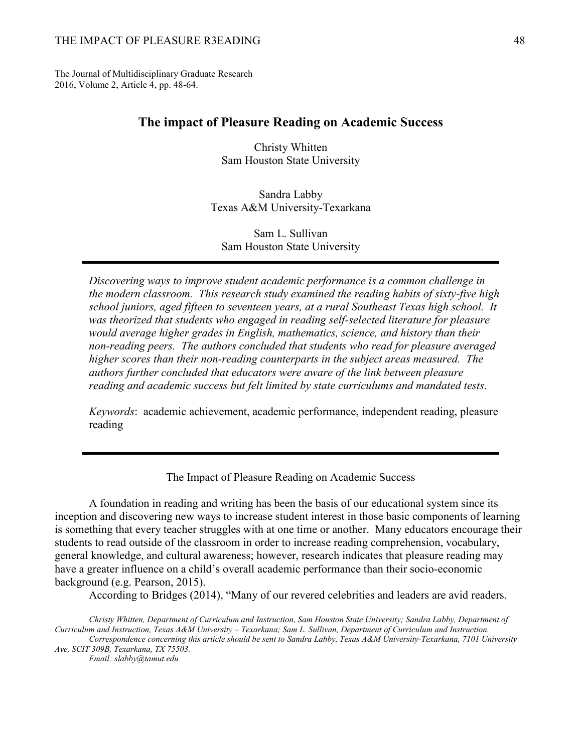The Journal of Multidisciplinary Graduate Research
2016, Volume 2, Article 4, pp. 48-64.

# The impact of Pleasure Reading on Academic Success

Christy Whitten
Sam Houston State University

Sandra Labby
Texas A&M University-Texarkana

Sam L. Sullivan
Sam Houston State University

---

*Discovering ways to improve student academic performance is a common challenge in the modern classroom. This research study examined the reading habits of sixty-five high school juniors, aged fifteen to seventeen years, at a rural Southeast Texas high school. It was theorized that students who engaged in reading self-selected literature for pleasure would average higher grades in English, mathematics, science, and history than their non-reading peers. The authors concluded that students who read for pleasure averaged higher scores than their non-reading counterparts in the subject areas measured. The authors further concluded that educators were aware of the link between pleasure reading and academic success but felt limited by state curriculums and mandated tests.*

*Keywords*: academic achievement, academic performance, independent reading, pleasure reading

---

## The Impact of Pleasure Reading on Academic Success

A foundation in reading and writing has been the basis of our educational system since its inception and discovering new ways to increase student interest in those basic components of learning is something that every teacher struggles with at one time or another. Many educators encourage their students to read outside of the classroom in order to increase reading comprehension, vocabulary, general knowledge, and cultural awareness; however, research indicates that pleasure reading may have a greater influence on a child's overall academic performance than their socio-economic background (e.g. Pearson, 2015).

According to Bridges (2014), "Many of our revered celebrities and leaders are avid readers.

*Christy Whitten, Department of Curriculum and Instruction, Sam Houston State University; Sandra Labby, Department of Curriculum and Instruction, Texas A&M University – Texarkana; Sam L. Sullivan, Department of Curriculum and Instruction.*
*Correspondence concerning this article should be sent to Sandra Labby, Texas A&M University-Texarkana, 7101 University Ave, SCIT 309B, Texarkana, TX 75503.*
*Email: slabby@tamut.edu*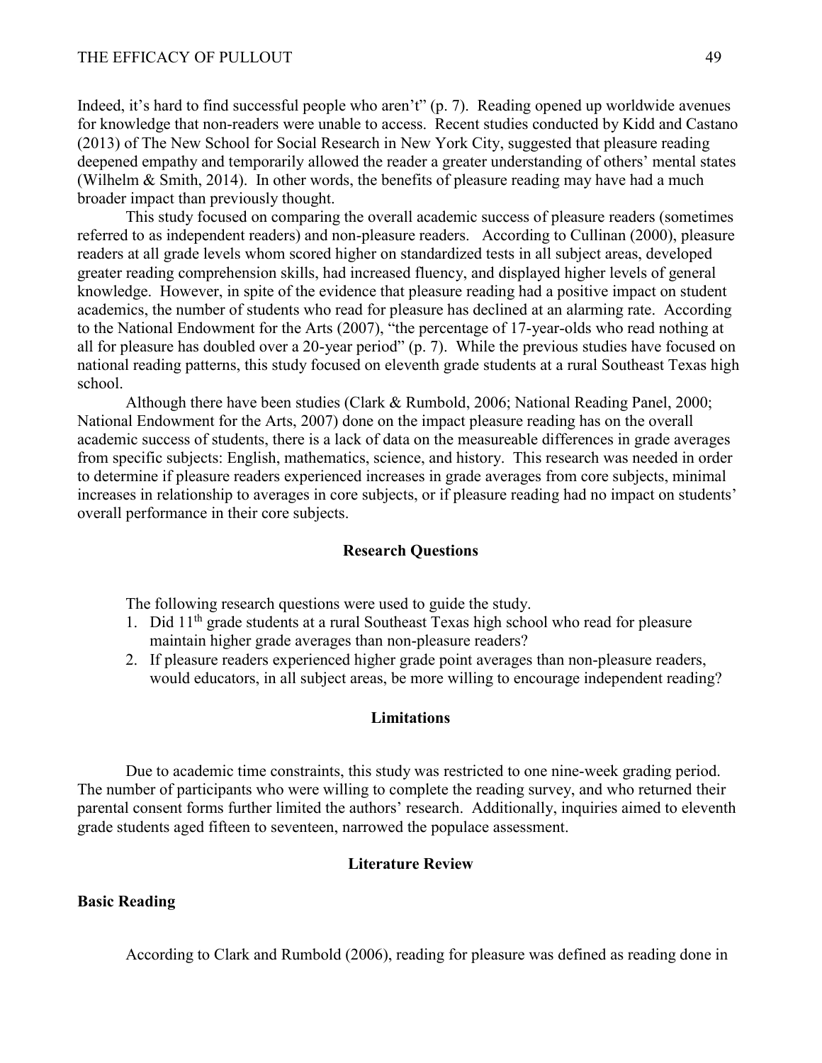Indeed, it's hard to find successful people who aren't" (p. 7). Reading opened up worldwide avenues for knowledge that non-readers were unable to access. Recent studies conducted by Kidd and Castano (2013) of The New School for Social Research in New York City, suggested that pleasure reading deepened empathy and temporarily allowed the reader a greater understanding of others' mental states (Wilhelm & Smith, 2014). In other words, the benefits of pleasure reading may have had a much broader impact than previously thought.

This study focused on comparing the overall academic success of pleasure readers (sometimes referred to as independent readers) and non-pleasure readers. According to Cullinan (2000), pleasure readers at all grade levels whom scored higher on standardized tests in all subject areas, developed greater reading comprehension skills, had increased fluency, and displayed higher levels of general knowledge. However, in spite of the evidence that pleasure reading had a positive impact on student academics, the number of students who read for pleasure has declined at an alarming rate. According to the National Endowment for the Arts (2007), "the percentage of 17-year-olds who read nothing at all for pleasure has doubled over a 20-year period" (p. 7). While the previous studies have focused on national reading patterns, this study focused on eleventh grade students at a rural Southeast Texas high school.

Although there have been studies (Clark & Rumbold, 2006; National Reading Panel, 2000; National Endowment for the Arts, 2007) done on the impact pleasure reading has on the overall academic success of students, there is a lack of data on the measureable differences in grade averages from specific subjects: English, mathematics, science, and history. This research was needed in order to determine if pleasure readers experienced increases in grade averages from core subjects, minimal increases in relationship to averages in core subjects, or if pleasure reading had no impact on students' overall performance in their core subjects.

## Research Questions

The following research questions were used to guide the study.

1. Did 11th grade students at a rural Southeast Texas high school who read for pleasure maintain higher grade averages than non-pleasure readers?
2. If pleasure readers experienced higher grade point averages than non-pleasure readers, would educators, in all subject areas, be more willing to encourage independent reading?

## Limitations

Due to academic time constraints, this study was restricted to one nine-week grading period. The number of participants who were willing to complete the reading survey, and who returned their parental consent forms further limited the authors' research. Additionally, inquiries aimed to eleventh grade students aged fifteen to seventeen, narrowed the populace assessment.

## Literature Review

### Basic Reading

According to Clark and Rumbold (2006), reading for pleasure was defined as reading done in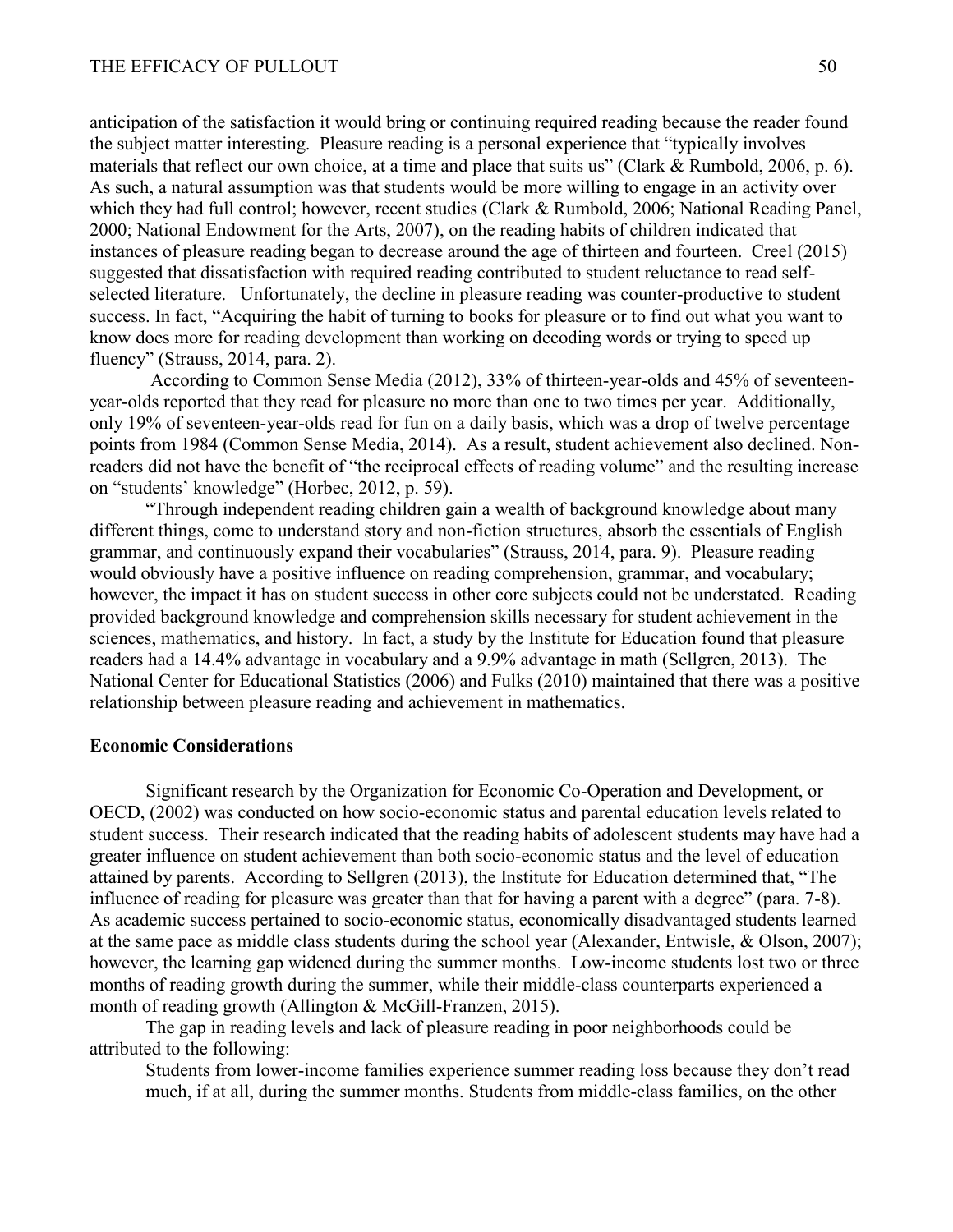anticipation of the satisfaction it would bring or continuing required reading because the reader found the subject matter interesting. Pleasure reading is a personal experience that "typically involves materials that reflect our own choice, at a time and place that suits us" (Clark & Rumbold, 2006, p. 6). As such, a natural assumption was that students would be more willing to engage in an activity over which they had full control; however, recent studies (Clark & Rumbold, 2006; National Reading Panel, 2000; National Endowment for the Arts, 2007), on the reading habits of children indicated that instances of pleasure reading began to decrease around the age of thirteen and fourteen. Creel (2015) suggested that dissatisfaction with required reading contributed to student reluctance to read self-selected literature. Unfortunately, the decline in pleasure reading was counter-productive to student success. In fact, "Acquiring the habit of turning to books for pleasure or to find out what you want to know does more for reading development than working on decoding words or trying to speed up fluency" (Strauss, 2014, para. 2).

According to Common Sense Media (2012), 33% of thirteen-year-olds and 45% of seventeen-year-olds reported that they read for pleasure no more than one to two times per year. Additionally, only 19% of seventeen-year-olds read for fun on a daily basis, which was a drop of twelve percentage points from 1984 (Common Sense Media, 2014). As a result, student achievement also declined. Non-readers did not have the benefit of "the reciprocal effects of reading volume" and the resulting increase on "students' knowledge" (Horbec, 2012, p. 59).

"Through independent reading children gain a wealth of background knowledge about many different things, come to understand story and non-fiction structures, absorb the essentials of English grammar, and continuously expand their vocabularies" (Strauss, 2014, para. 9). Pleasure reading would obviously have a positive influence on reading comprehension, grammar, and vocabulary; however, the impact it has on student success in other core subjects could not be understated. Reading provided background knowledge and comprehension skills necessary for student achievement in the sciences, mathematics, and history. In fact, a study by the Institute for Education found that pleasure readers had a 14.4% advantage in vocabulary and a 9.9% advantage in math (Sellgren, 2013). The National Center for Educational Statistics (2006) and Fulks (2010) maintained that there was a positive relationship between pleasure reading and achievement in mathematics.

**Economic Considerations**

Significant research by the Organization for Economic Co-Operation and Development, or OECD, (2002) was conducted on how socio-economic status and parental education levels related to student success. Their research indicated that the reading habits of adolescent students may have had a greater influence on student achievement than both socio-economic status and the level of education attained by parents. According to Sellgren (2013), the Institute for Education determined that, "The influence of reading for pleasure was greater than that for having a parent with a degree" (para. 7-8). As academic success pertained to socio-economic status, economically disadvantaged students learned at the same pace as middle class students during the school year (Alexander, Entwisle, & Olson, 2007); however, the learning gap widened during the summer months. Low-income students lost two or three months of reading growth during the summer, while their middle-class counterparts experienced a month of reading growth (Allington & McGill-Franzen, 2015).

The gap in reading levels and lack of pleasure reading in poor neighborhoods could be attributed to the following:

> Students from lower-income families experience summer reading loss because they don't read much, if at all, during the summer months. Students from middle-class families, on the other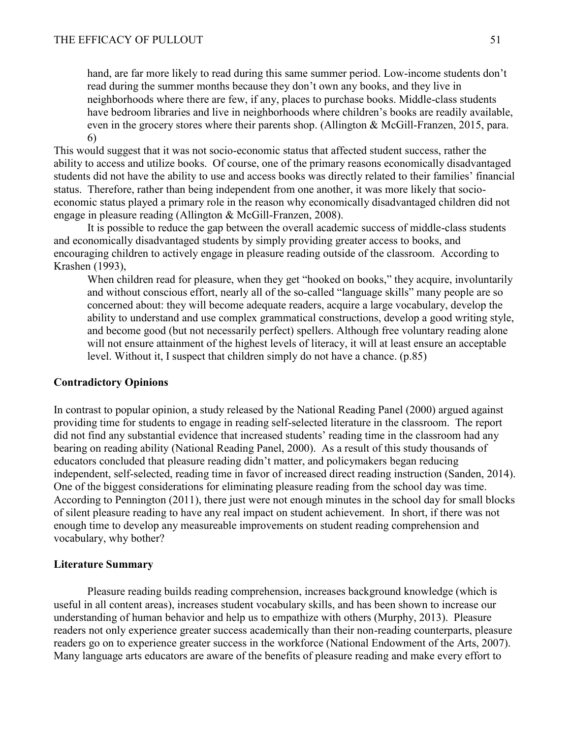> hand, are far more likely to read during this same summer period. Low-income students don't read during the summer months because they don't own any books, and they live in neighborhoods where there are few, if any, places to purchase books. Middle-class students have bedroom libraries and live in neighborhoods where children's books are readily available, even in the grocery stores where their parents shop. (Allington & McGill-Franzen, 2015, para. 6)

This would suggest that it was not socio-economic status that affected student success, rather the ability to access and utilize books. Of course, one of the primary reasons economically disadvantaged students did not have the ability to use and access books was directly related to their families' financial status. Therefore, rather than being independent from one another, it was more likely that socio-economic status played a primary role in the reason why economically disadvantaged children did not engage in pleasure reading (Allington & McGill-Franzen, 2008).

It is possible to reduce the gap between the overall academic success of middle-class students and economically disadvantaged students by simply providing greater access to books, and encouraging children to actively engage in pleasure reading outside of the classroom. According to Krashen (1993),

> When children read for pleasure, when they get "hooked on books," they acquire, involuntarily and without conscious effort, nearly all of the so-called "language skills" many people are so concerned about: they will become adequate readers, acquire a large vocabulary, develop the ability to understand and use complex grammatical constructions, develop a good writing style, and become good (but not necessarily perfect) spellers. Although free voluntary reading alone will not ensure attainment of the highest levels of literacy, it will at least ensure an acceptable level. Without it, I suspect that children simply do not have a chance. (p.85)

**Contradictory Opinions**

In contrast to popular opinion, a study released by the National Reading Panel (2000) argued against providing time for students to engage in reading self-selected literature in the classroom. The report did not find any substantial evidence that increased students' reading time in the classroom had any bearing on reading ability (National Reading Panel, 2000). As a result of this study thousands of educators concluded that pleasure reading didn't matter, and policymakers began reducing independent, self-selected, reading time in favor of increased direct reading instruction (Sanden, 2014). One of the biggest considerations for eliminating pleasure reading from the school day was time. According to Pennington (2011), there just were not enough minutes in the school day for small blocks of silent pleasure reading to have any real impact on student achievement. In short, if there was not enough time to develop any measureable improvements on student reading comprehension and vocabulary, why bother?

**Literature Summary**

Pleasure reading builds reading comprehension, increases background knowledge (which is useful in all content areas), increases student vocabulary skills, and has been shown to increase our understanding of human behavior and help us to empathize with others (Murphy, 2013). Pleasure readers not only experience greater success academically than their non-reading counterparts, pleasure readers go on to experience greater success in the workforce (National Endowment of the Arts, 2007). Many language arts educators are aware of the benefits of pleasure reading and make every effort to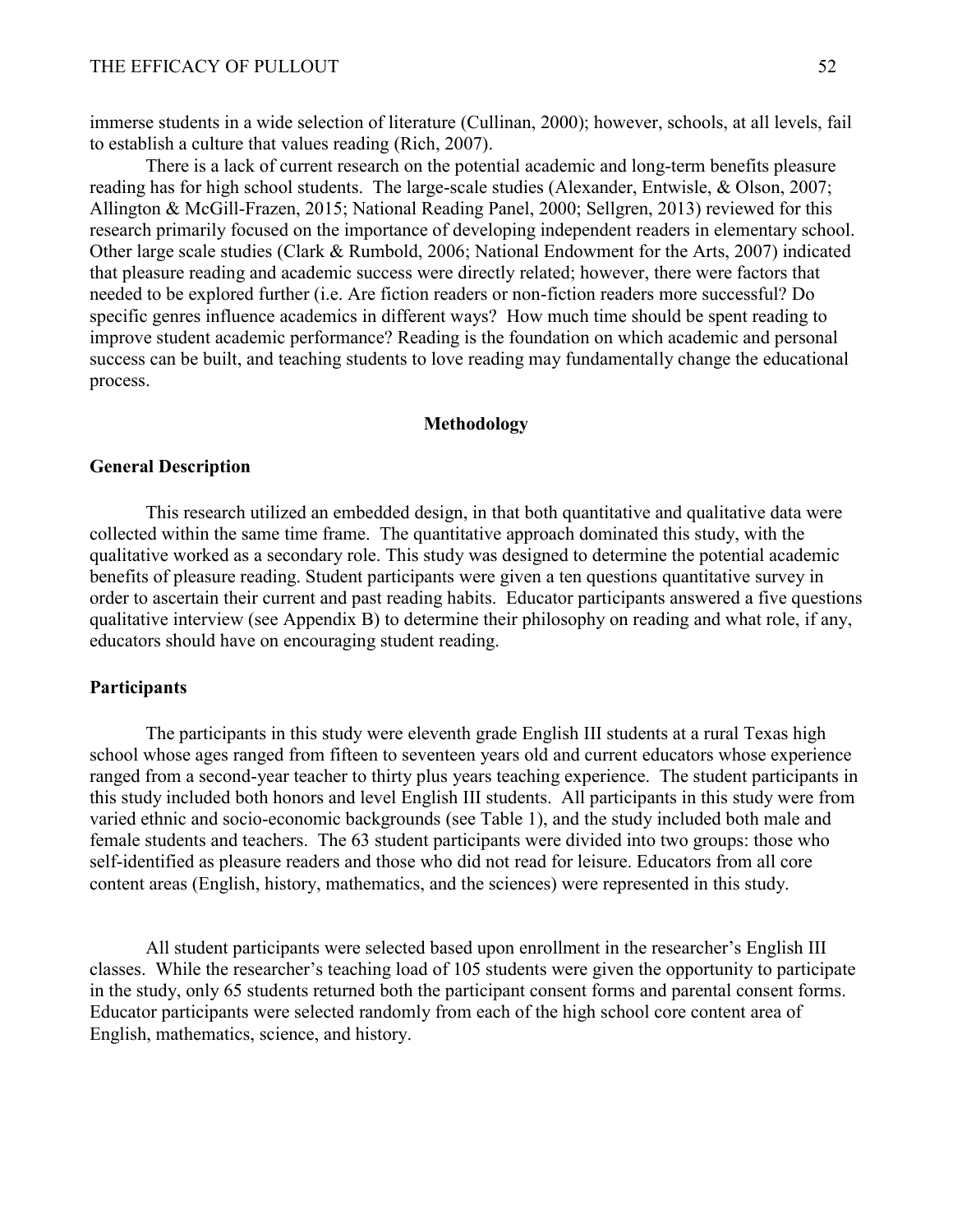immerse students in a wide selection of literature (Cullinan, 2000); however, schools, at all levels, fail to establish a culture that values reading (Rich, 2007).

There is a lack of current research on the potential academic and long-term benefits pleasure reading has for high school students. The large-scale studies (Alexander, Entwisle, & Olson, 2007; Allington & McGill-Frazen, 2015; National Reading Panel, 2000; Sellgren, 2013) reviewed for this research primarily focused on the importance of developing independent readers in elementary school. Other large scale studies (Clark & Rumbold, 2006; National Endowment for the Arts, 2007) indicated that pleasure reading and academic success were directly related; however, there were factors that needed to be explored further (i.e. Are fiction readers or non-fiction readers more successful? Do specific genres influence academics in different ways? How much time should be spent reading to improve student academic performance? Reading is the foundation on which academic and personal success can be built, and teaching students to love reading may fundamentally change the educational process.

## Methodology

### General Description

This research utilized an embedded design, in that both quantitative and qualitative data were collected within the same time frame. The quantitative approach dominated this study, with the qualitative worked as a secondary role. This study was designed to determine the potential academic benefits of pleasure reading. Student participants were given a ten questions quantitative survey in order to ascertain their current and past reading habits. Educator participants answered a five questions qualitative interview (see Appendix B) to determine their philosophy on reading and what role, if any, educators should have on encouraging student reading.

### Participants

The participants in this study were eleventh grade English III students at a rural Texas high school whose ages ranged from fifteen to seventeen years old and current educators whose experience ranged from a second-year teacher to thirty plus years teaching experience. The student participants in this study included both honors and level English III students. All participants in this study were from varied ethnic and socio-economic backgrounds (see Table 1), and the study included both male and female students and teachers. The 63 student participants were divided into two groups: those who self-identified as pleasure readers and those who did not read for leisure. Educators from all core content areas (English, history, mathematics, and the sciences) were represented in this study.

All student participants were selected based upon enrollment in the researcher's English III classes. While the researcher's teaching load of 105 students were given the opportunity to participate in the study, only 65 students returned both the participant consent forms and parental consent forms. Educator participants were selected randomly from each of the high school core content area of English, mathematics, science, and history.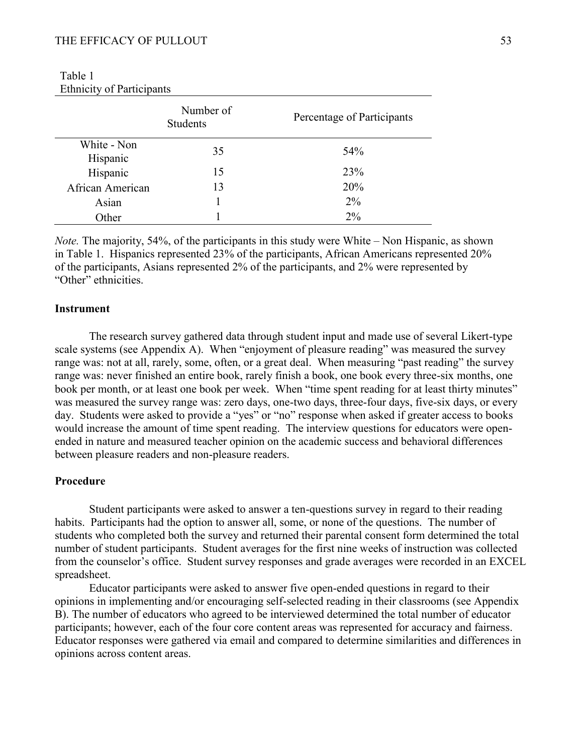Table 1
Ethnicity of Participants

| | Number of Students | Percentage of Participants |
|---|---|---|
| White - Non Hispanic | 35 | 54% |
| Hispanic | 15 | 23% |
| African American | 13 | 20% |
| Asian | 1 | 2% |
| Other | 1 | 2% |

*Note.* The majority, 54%, of the participants in this study were White – Non Hispanic, as shown in Table 1. Hispanics represented 23% of the participants, African Americans represented 20% of the participants, Asians represented 2% of the participants, and 2% were represented by "Other" ethnicities.

### Instrument

The research survey gathered data through student input and made use of several Likert-type scale systems (see Appendix A). When "enjoyment of pleasure reading" was measured the survey range was: not at all, rarely, some, often, or a great deal. When measuring "past reading" the survey range was: never finished an entire book, rarely finish a book, one book every three-six months, one book per month, or at least one book per week. When "time spent reading for at least thirty minutes" was measured the survey range was: zero days, one-two days, three-four days, five-six days, or every day. Students were asked to provide a "yes" or "no" response when asked if greater access to books would increase the amount of time spent reading. The interview questions for educators were open-ended in nature and measured teacher opinion on the academic success and behavioral differences between pleasure readers and non-pleasure readers.

### Procedure

Student participants were asked to answer a ten-questions survey in regard to their reading habits. Participants had the option to answer all, some, or none of the questions. The number of students who completed both the survey and returned their parental consent form determined the total number of student participants. Student averages for the first nine weeks of instruction was collected from the counselor's office. Student survey responses and grade averages were recorded in an EXCEL spreadsheet.

Educator participants were asked to answer five open-ended questions in regard to their opinions in implementing and/or encouraging self-selected reading in their classrooms (see Appendix B). The number of educators who agreed to be interviewed determined the total number of educator participants; however, each of the four core content areas was represented for accuracy and fairness. Educator responses were gathered via email and compared to determine similarities and differences in opinions across content areas.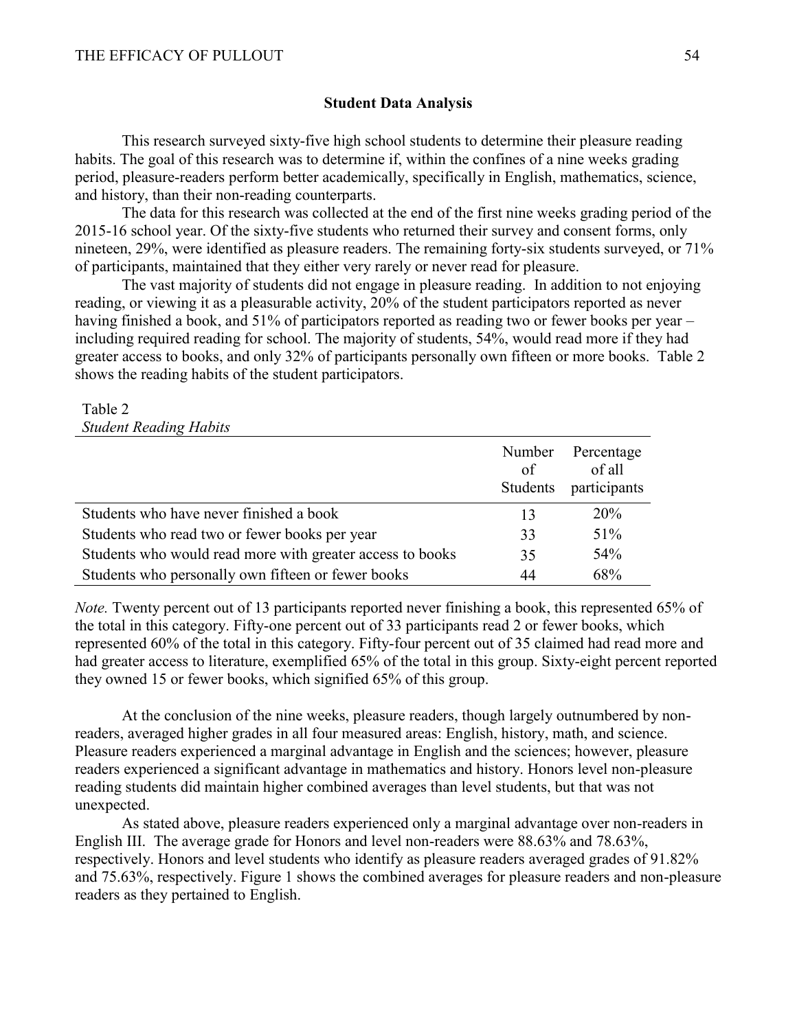## Student Data Analysis

This research surveyed sixty-five high school students to determine their pleasure reading habits. The goal of this research was to determine if, within the confines of a nine weeks grading period, pleasure-readers perform better academically, specifically in English, mathematics, science, and history, than their non-reading counterparts.

The data for this research was collected at the end of the first nine weeks grading period of the 2015-16 school year. Of the sixty-five students who returned their survey and consent forms, only nineteen, 29%, were identified as pleasure readers. The remaining forty-six students surveyed, or 71% of participants, maintained that they either very rarely or never read for pleasure.

The vast majority of students did not engage in pleasure reading. In addition to not enjoying reading, or viewing it as a pleasurable activity, 20% of the student participators reported as never having finished a book, and 51% of participators reported as reading two or fewer books per year – including required reading for school. The majority of students, 54%, would read more if they had greater access to books, and only 32% of participants personally own fifteen or more books. Table 2 shows the reading habits of the student participators.

Table 2
*Student Reading Habits*

| | Number of Students | Percentage of all participants |
|---|---|---|
| Students who have never finished a book | 13 | 20% |
| Students who read two or fewer books per year | 33 | 51% |
| Students who would read more with greater access to books | 35 | 54% |
| Students who personally own fifteen or fewer books | 44 | 68% |

*Note.* Twenty percent out of 13 participants reported never finishing a book, this represented 65% of the total in this category. Fifty-one percent out of 33 participants read 2 or fewer books, which represented 60% of the total in this category. Fifty-four percent out of 35 claimed had read more and had greater access to literature, exemplified 65% of the total in this group. Sixty-eight percent reported they owned 15 or fewer books, which signified 65% of this group.

At the conclusion of the nine weeks, pleasure readers, though largely outnumbered by non-readers, averaged higher grades in all four measured areas: English, history, math, and science. Pleasure readers experienced a marginal advantage in English and the sciences; however, pleasure readers experienced a significant advantage in mathematics and history. Honors level non-pleasure reading students did maintain higher combined averages than level students, but that was not unexpected.

As stated above, pleasure readers experienced only a marginal advantage over non-readers in English III. The average grade for Honors and level non-readers were 88.63% and 78.63%, respectively. Honors and level students who identify as pleasure readers averaged grades of 91.82% and 75.63%, respectively. Figure 1 shows the combined averages for pleasure readers and non-pleasure readers as they pertained to English.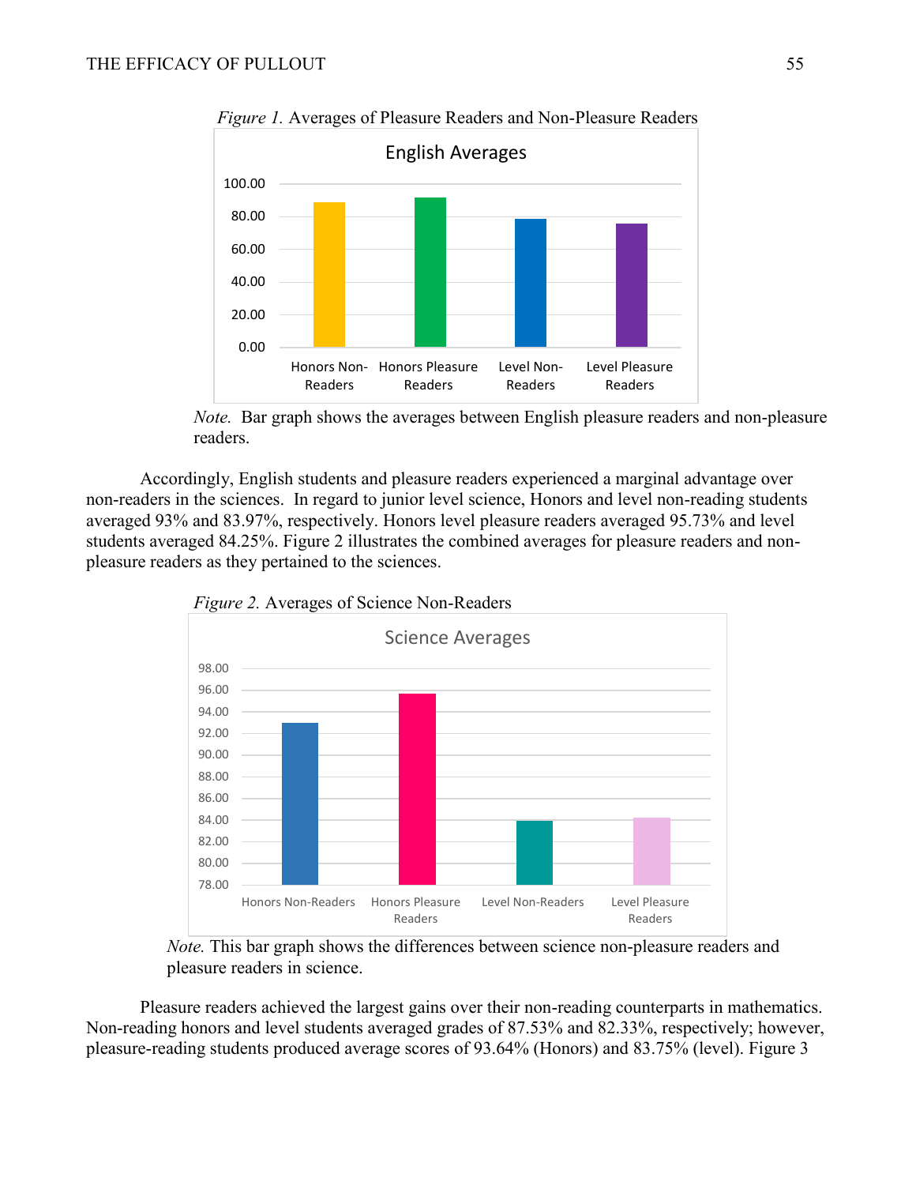*Figure 1.* Averages of Pleasure Readers and Non-Pleasure Readers

*Note.* Bar graph shows the averages between English pleasure readers and non-pleasure readers.

Accordingly, English students and pleasure readers experienced a marginal advantage over non-readers in the sciences. In regard to junior level science, Honors and level non-reading students averaged 93% and 83.97%, respectively. Honors level pleasure readers averaged 95.73% and level students averaged 84.25%. Figure 2 illustrates the combined averages for pleasure readers and non-pleasure readers as they pertained to the sciences.

*Figure 2.* Averages of Science Non-Readers

*Note.* This bar graph shows the differences between science non-pleasure readers and pleasure readers in science.

Pleasure readers achieved the largest gains over their non-reading counterparts in mathematics. Non-reading honors and level students averaged grades of 87.53% and 82.33%, respectively; however, pleasure-reading students produced average scores of 93.64% (Honors) and 83.75% (level). Figure 3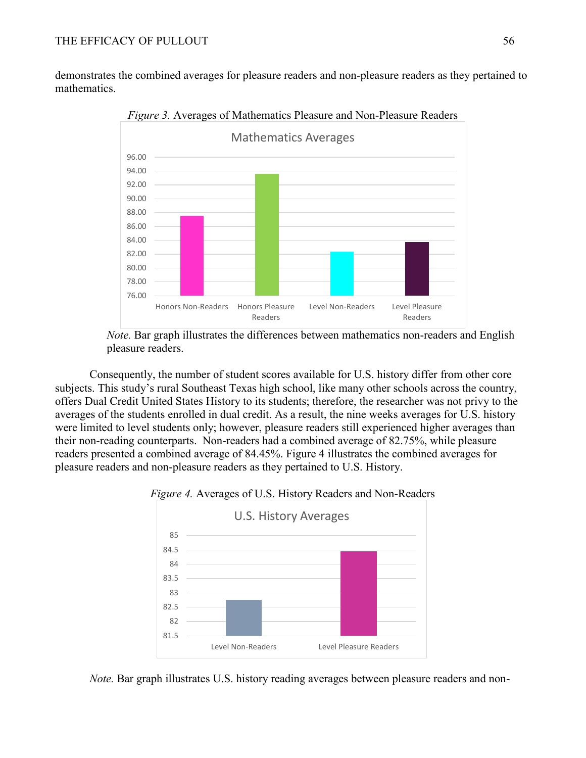demonstrates the combined averages for pleasure readers and non-pleasure readers as they pertained to mathematics.

*Figure 3.* Averages of Mathematics Pleasure and Non-Pleasure Readers

*Note.* Bar graph illustrates the differences between mathematics non-readers and English pleasure readers.

Consequently, the number of student scores available for U.S. history differ from other core subjects. This study's rural Southeast Texas high school, like many other schools across the country, offers Dual Credit United States History to its students; therefore, the researcher was not privy to the averages of the students enrolled in dual credit. As a result, the nine weeks averages for U.S. history were limited to level students only; however, pleasure readers still experienced higher averages than their non-reading counterparts. Non-readers had a combined average of 82.75%, while pleasure readers presented a combined average of 84.45%. Figure 4 illustrates the combined averages for pleasure readers and non-pleasure readers as they pertained to U.S. History.

*Figure 4.* Averages of U.S. History Readers and Non-Readers

*Note.* Bar graph illustrates U.S. history reading averages between pleasure readers and non-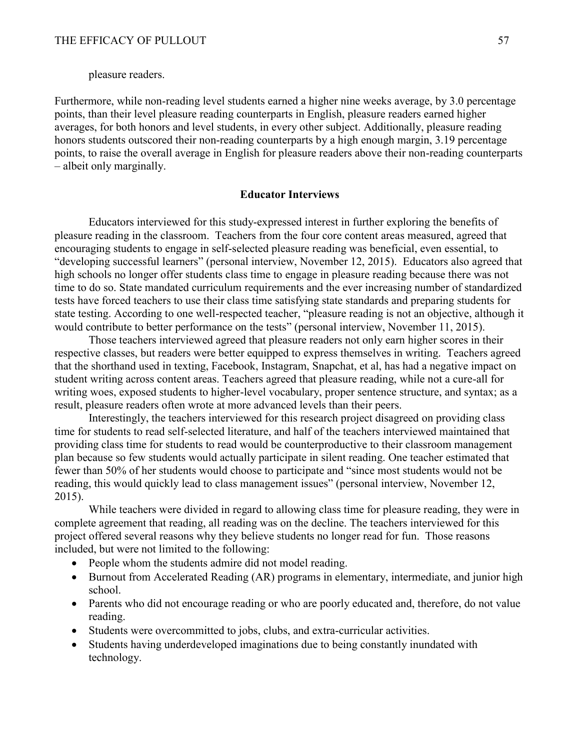pleasure readers.

Furthermore, while non-reading level students earned a higher nine weeks average, by 3.0 percentage points, than their level pleasure reading counterparts in English, pleasure readers earned higher averages, for both honors and level students, in every other subject. Additionally, pleasure reading honors students outscored their non-reading counterparts by a high enough margin, 3.19 percentage points, to raise the overall average in English for pleasure readers above their non-reading counterparts – albeit only marginally.

## Educator Interviews

Educators interviewed for this study-expressed interest in further exploring the benefits of pleasure reading in the classroom. Teachers from the four core content areas measured, agreed that encouraging students to engage in self-selected pleasure reading was beneficial, even essential, to "developing successful learners" (personal interview, November 12, 2015). Educators also agreed that high schools no longer offer students class time to engage in pleasure reading because there was not time to do so. State mandated curriculum requirements and the ever increasing number of standardized tests have forced teachers to use their class time satisfying state standards and preparing students for state testing. According to one well-respected teacher, "pleasure reading is not an objective, although it would contribute to better performance on the tests" (personal interview, November 11, 2015).

Those teachers interviewed agreed that pleasure readers not only earn higher scores in their respective classes, but readers were better equipped to express themselves in writing. Teachers agreed that the shorthand used in texting, Facebook, Instagram, Snapchat, et al, has had a negative impact on student writing across content areas. Teachers agreed that pleasure reading, while not a cure-all for writing woes, exposed students to higher-level vocabulary, proper sentence structure, and syntax; as a result, pleasure readers often wrote at more advanced levels than their peers.

Interestingly, the teachers interviewed for this research project disagreed on providing class time for students to read self-selected literature, and half of the teachers interviewed maintained that providing class time for students to read would be counterproductive to their classroom management plan because so few students would actually participate in silent reading. One teacher estimated that fewer than 50% of her students would choose to participate and "since most students would not be reading, this would quickly lead to class management issues" (personal interview, November 12, 2015).

While teachers were divided in regard to allowing class time for pleasure reading, they were in complete agreement that reading, all reading was on the decline. The teachers interviewed for this project offered several reasons why they believe students no longer read for fun. Those reasons included, but were not limited to the following:

- People whom the students admire did not model reading.
- Burnout from Accelerated Reading (AR) programs in elementary, intermediate, and junior high school.
- Parents who did not encourage reading or who are poorly educated and, therefore, do not value reading.
- Students were overcommitted to jobs, clubs, and extra-curricular activities.
- Students having underdeveloped imaginations due to being constantly inundated with technology.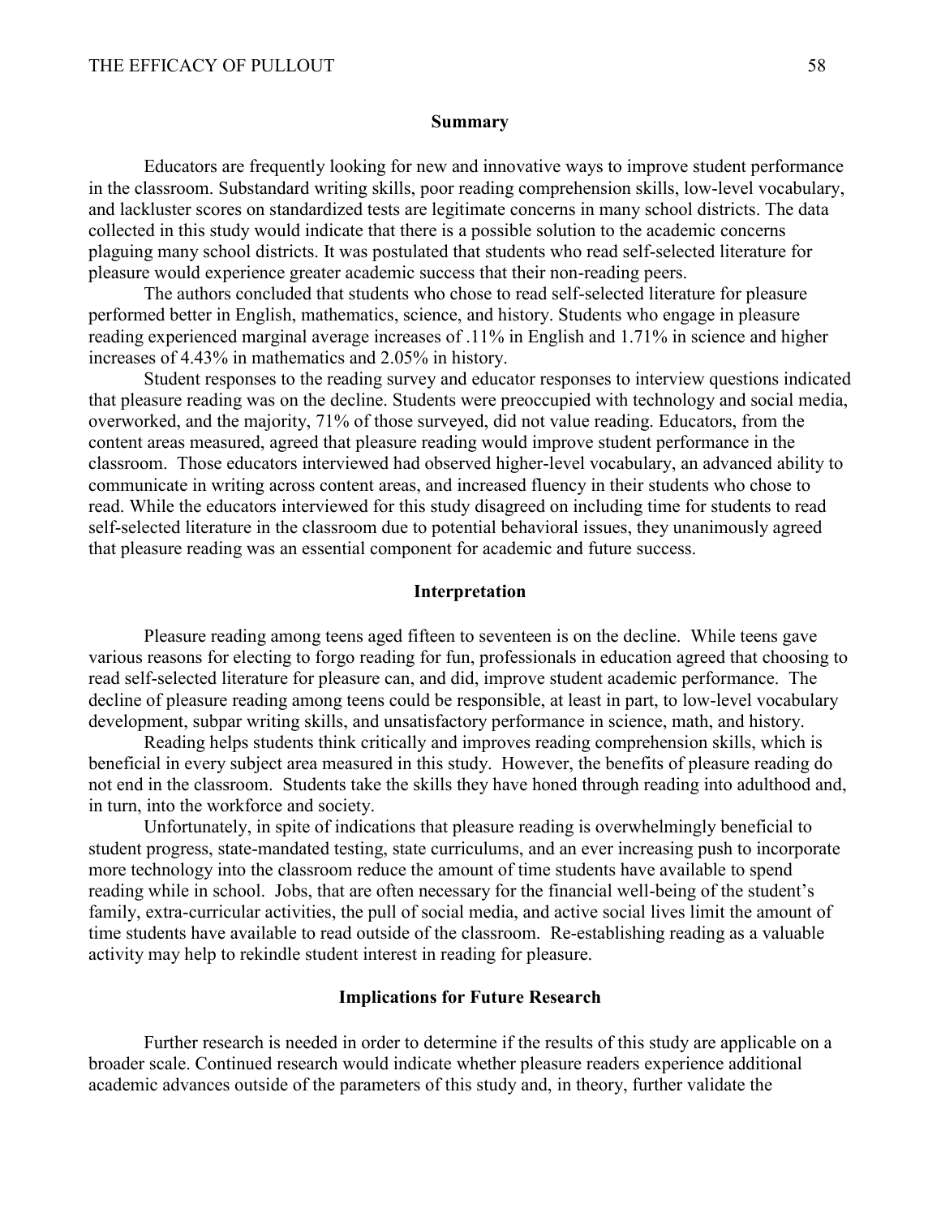## Summary

Educators are frequently looking for new and innovative ways to improve student performance in the classroom. Substandard writing skills, poor reading comprehension skills, low-level vocabulary, and lackluster scores on standardized tests are legitimate concerns in many school districts. The data collected in this study would indicate that there is a possible solution to the academic concerns plaguing many school districts. It was postulated that students who read self-selected literature for pleasure would experience greater academic success that their non-reading peers.

The authors concluded that students who chose to read self-selected literature for pleasure performed better in English, mathematics, science, and history. Students who engage in pleasure reading experienced marginal average increases of .11% in English and 1.71% in science and higher increases of 4.43% in mathematics and 2.05% in history.

Student responses to the reading survey and educator responses to interview questions indicated that pleasure reading was on the decline. Students were preoccupied with technology and social media, overworked, and the majority, 71% of those surveyed, did not value reading. Educators, from the content areas measured, agreed that pleasure reading would improve student performance in the classroom. Those educators interviewed had observed higher-level vocabulary, an advanced ability to communicate in writing across content areas, and increased fluency in their students who chose to read. While the educators interviewed for this study disagreed on including time for students to read self-selected literature in the classroom due to potential behavioral issues, they unanimously agreed that pleasure reading was an essential component for academic and future success.

## Interpretation

Pleasure reading among teens aged fifteen to seventeen is on the decline. While teens gave various reasons for electing to forgo reading for fun, professionals in education agreed that choosing to read self-selected literature for pleasure can, and did, improve student academic performance. The decline of pleasure reading among teens could be responsible, at least in part, to low-level vocabulary development, subpar writing skills, and unsatisfactory performance in science, math, and history.

Reading helps students think critically and improves reading comprehension skills, which is beneficial in every subject area measured in this study. However, the benefits of pleasure reading do not end in the classroom. Students take the skills they have honed through reading into adulthood and, in turn, into the workforce and society.

Unfortunately, in spite of indications that pleasure reading is overwhelmingly beneficial to student progress, state-mandated testing, state curriculums, and an ever increasing push to incorporate more technology into the classroom reduce the amount of time students have available to spend reading while in school. Jobs, that are often necessary for the financial well-being of the student's family, extra-curricular activities, the pull of social media, and active social lives limit the amount of time students have available to read outside of the classroom. Re-establishing reading as a valuable activity may help to rekindle student interest in reading for pleasure.

## Implications for Future Research

Further research is needed in order to determine if the results of this study are applicable on a broader scale. Continued research would indicate whether pleasure readers experience additional academic advances outside of the parameters of this study and, in theory, further validate the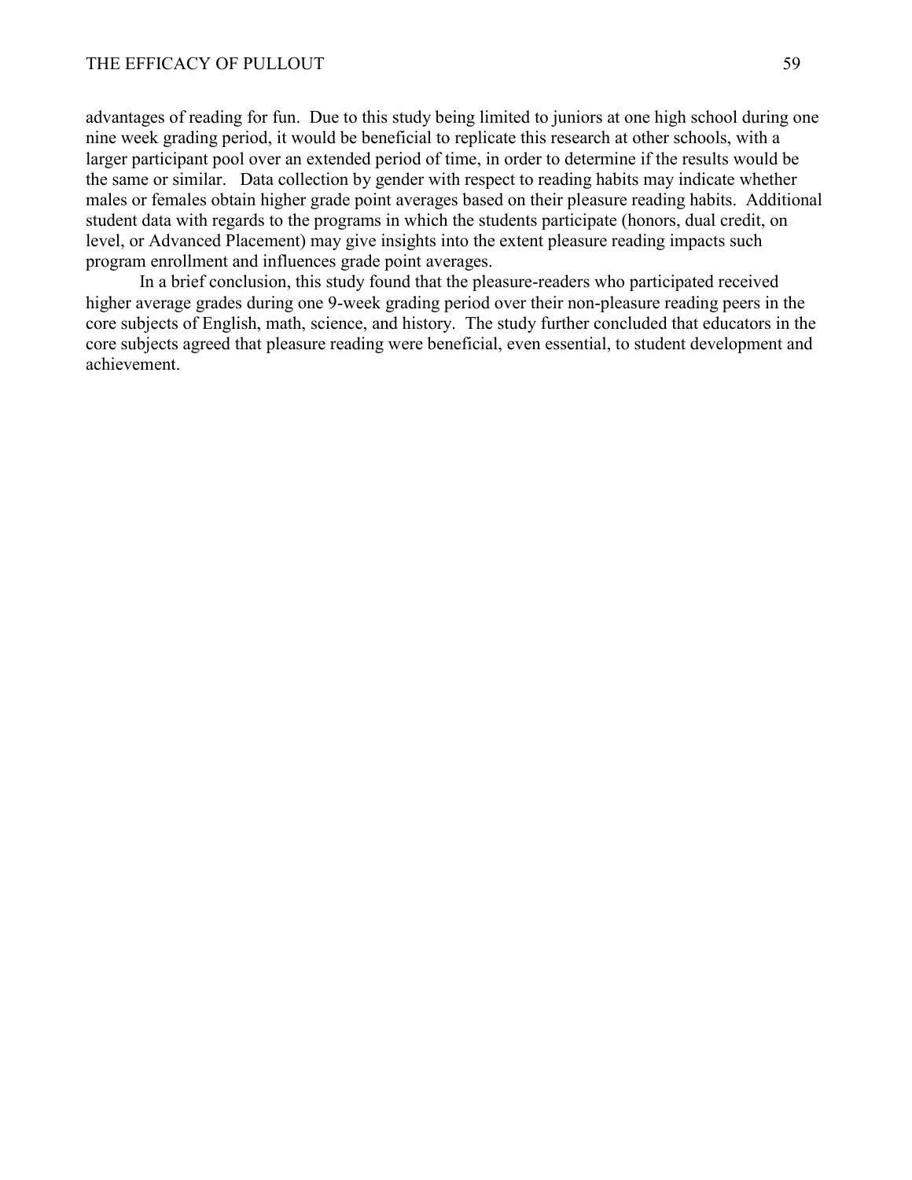advantages of reading for fun. Due to this study being limited to juniors at one high school during one nine week grading period, it would be beneficial to replicate this research at other schools, with a larger participant pool over an extended period of time, in order to determine if the results would be the same or similar. Data collection by gender with respect to reading habits may indicate whether males or females obtain higher grade point averages based on their pleasure reading habits. Additional student data with regards to the programs in which the students participate (honors, dual credit, on level, or Advanced Placement) may give insights into the extent pleasure reading impacts such program enrollment and influences grade point averages.

In a brief conclusion, this study found that the pleasure-readers who participated received higher average grades during one 9-week grading period over their non-pleasure reading peers in the core subjects of English, math, science, and history. The study further concluded that educators in the core subjects agreed that pleasure reading were beneficial, even essential, to student development and achievement.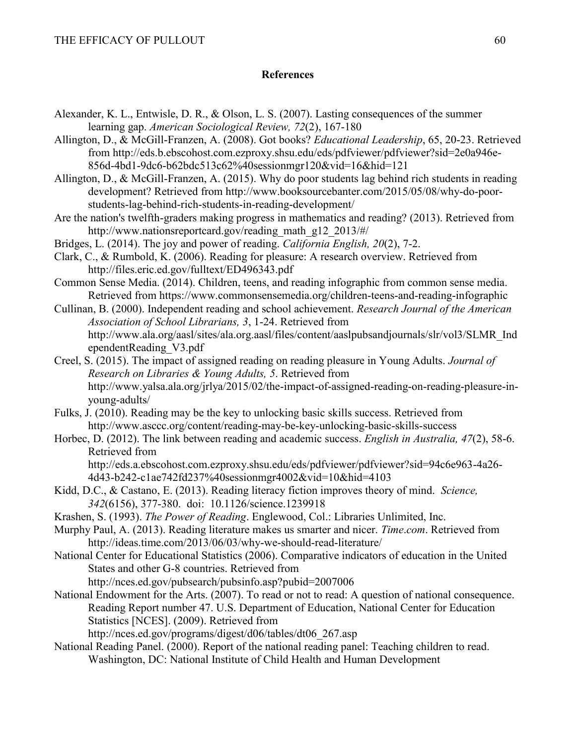## References

Alexander, K. L., Entwisle, D. R., & Olson, L. S. (2007). Lasting consequences of the summer learning gap. *American Sociological Review, 72*(2), 167-180

Allington, D., & McGill-Franzen, A. (2008). Got books? *Educational Leadership*, 65, 20-23. Retrieved from http://eds.b.ebscohost.com.ezproxy.shsu.edu/eds/pdfviewer/pdfviewer?sid=2e0a946e-856d-4bd1-9dc6-b62bdc513c62%40sessionmgr120&vid=16&hid=121

Allington, D., & McGill-Franzen, A. (2015). Why do poor students lag behind rich students in reading development? Retrieved from http://www.booksourcebanter.com/2015/05/08/why-do-poor-students-lag-behind-rich-students-in-reading-development/

Are the nation's twelfth-graders making progress in mathematics and reading? (2013). Retrieved from http://www.nationsreportcard.gov/reading_math_g12_2013/#/

Bridges, L. (2014). The joy and power of reading. *California English, 20*(2), 7-2.

Clark, C., & Rumbold, K. (2006). Reading for pleasure: A research overview. Retrieved from http://files.eric.ed.gov/fulltext/ED496343.pdf

Common Sense Media. (2014). Children, teens, and reading infographic from common sense media. Retrieved from https://www.commonsensemedia.org/children-teens-and-reading-infographic

Cullinan, B. (2000). Independent reading and school achievement. *Research Journal of the American Association of School Librarians, 3*, 1-24. Retrieved from http://www.ala.org/aasl/sites/ala.org.aasl/files/content/aaslpubsandjournals/slr/vol3/SLMR_IndependentReading_V3.pdf

Creel, S. (2015). The impact of assigned reading on reading pleasure in Young Adults. *Journal of Research on Libraries & Young Adults, 5*. Retrieved from http://www.yalsa.ala.org/jrlya/2015/02/the-impact-of-assigned-reading-on-reading-pleasure-in-young-adults/

Fulks, J. (2010). Reading may be the key to unlocking basic skills success. Retrieved from http://www.asccc.org/content/reading-may-be-key-unlocking-basic-skills-success

Horbec, D. (2012). The link between reading and academic success. *English in Australia, 47*(2), 58-6. Retrieved from http://eds.a.ebscohost.com.ezproxy.shsu.edu/eds/pdfviewer/pdfviewer?sid=94c6e963-4a26-4d43-b242-c1ae742fd237%40sessionmgr4002&vid=10&hid=4103

Kidd, D.C., & Castano, E. (2013). Reading literacy fiction improves theory of mind. *Science, 342*(6156), 377-380. doi: 10.1126/science.1239918

Krashen, S. (1993). *The Power of Reading*. Englewood, Col.: Libraries Unlimited, Inc.

Murphy Paul, A. (2013). Reading literature makes us smarter and nicer. *Time.com*. Retrieved from http://ideas.time.com/2013/06/03/why-we-should-read-literature/

National Center for Educational Statistics (2006). Comparative indicators of education in the United States and other G-8 countries. Retrieved from http://nces.ed.gov/pubsearch/pubsinfo.asp?pubid=2007006

National Endowment for the Arts. (2007). To read or not to read: A question of national consequence. Reading Report number 47. U.S. Department of Education, National Center for Education Statistics [NCES]. (2009). Retrieved from http://nces.ed.gov/programs/digest/d06/tables/dt06_267.asp

National Reading Panel. (2000). Report of the national reading panel: Teaching children to read. Washington, DC: National Institute of Child Health and Human Development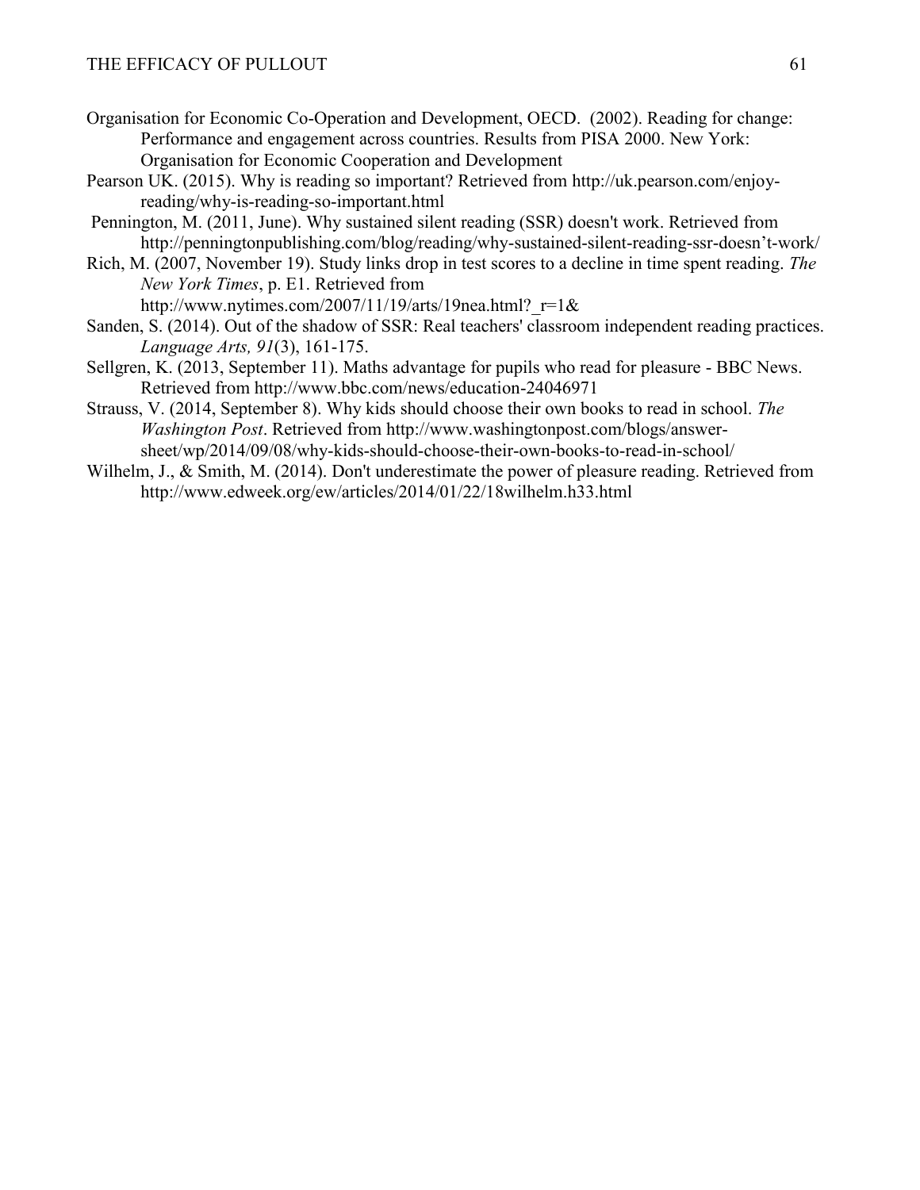Organisation for Economic Co-Operation and Development, OECD. (2002). Reading for change: Performance and engagement across countries. Results from PISA 2000. New York: Organisation for Economic Cooperation and Development

Pearson UK. (2015). Why is reading so important? Retrieved from http://uk.pearson.com/enjoy-reading/why-is-reading-so-important.html

Pennington, M. (2011, June). Why sustained silent reading (SSR) doesn't work. Retrieved from http://penningtonpublishing.com/blog/reading/why-sustained-silent-reading-ssr-doesn't-work/

Rich, M. (2007, November 19). Study links drop in test scores to a decline in time spent reading. *The New York Times*, p. E1. Retrieved from http://www.nytimes.com/2007/11/19/arts/19nea.html?_r=1&

Sanden, S. (2014). Out of the shadow of SSR: Real teachers' classroom independent reading practices. *Language Arts, 91*(3), 161-175.

Sellgren, K. (2013, September 11). Maths advantage for pupils who read for pleasure - BBC News. Retrieved from http://www.bbc.com/news/education-24046971

Strauss, V. (2014, September 8). Why kids should choose their own books to read in school. *The Washington Post*. Retrieved from http://www.washingtonpost.com/blogs/answer-sheet/wp/2014/09/08/why-kids-should-choose-their-own-books-to-read-in-school/

Wilhelm, J., & Smith, M. (2014). Don't underestimate the power of pleasure reading. Retrieved from http://www.edweek.org/ew/articles/2014/01/22/18wilhelm.h33.html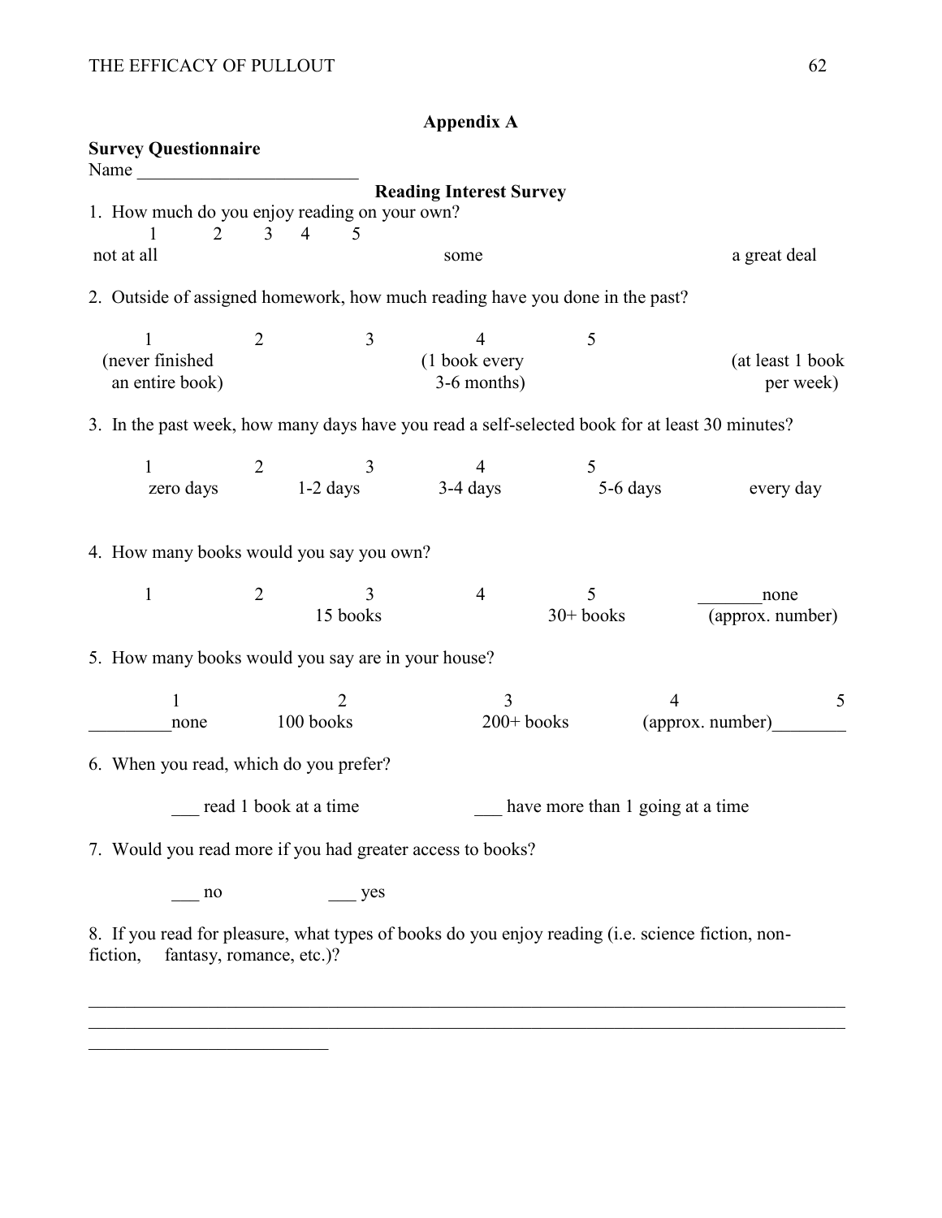## Appendix A

**Survey Questionnaire**

Name ________________________

### Reading Interest Survey

1. How much do you enjoy reading on your own?

| 1 | 2 | 3 | 4 | 5 |
|---|---|---|---|---|
| not at all | | some | | a great deal |

2. Outside of assigned homework, how much reading have you done in the past?

| 1 | 2 | 3 | 4 | 5 |
|---|---|---|---|---|
| (never finished an entire book) | | (1 book every 3-6 months) | | (at least 1 book per week) |

3. In the past week, how many days have you read a self-selected book for at least 30 minutes?

| 1 | 2 | 3 | 4 | 5 |
|---|---|---|---|---|
| zero days | 1-2 days | 3-4 days | 5-6 days | every day |

4. How many books would you say you own?

| 1 | 2 | 3 | 4 | 5 |
|---|---|---|---|---|
| _______none | 15 books | | 30+ books | (approx. number) |

5. How many books would you say are in your house?

| 1 | 2 | 3 | 4 | 5 |
|---|---|---|---|---|
| _________none | 100 books | 200+ books | (approx. number)________ | |

6. When you read, which do you prefer?

___ read 1 book at a time ___ have more than 1 going at a time

7. Would you read more if you had greater access to books?

___ no ___ yes

8. If you read for pleasure, what types of books do you enjoy reading (i.e. science fiction, non-fiction, fantasy, romance, etc.)?

______________________________________________________________________________
______________________________________________________________________________
__________________________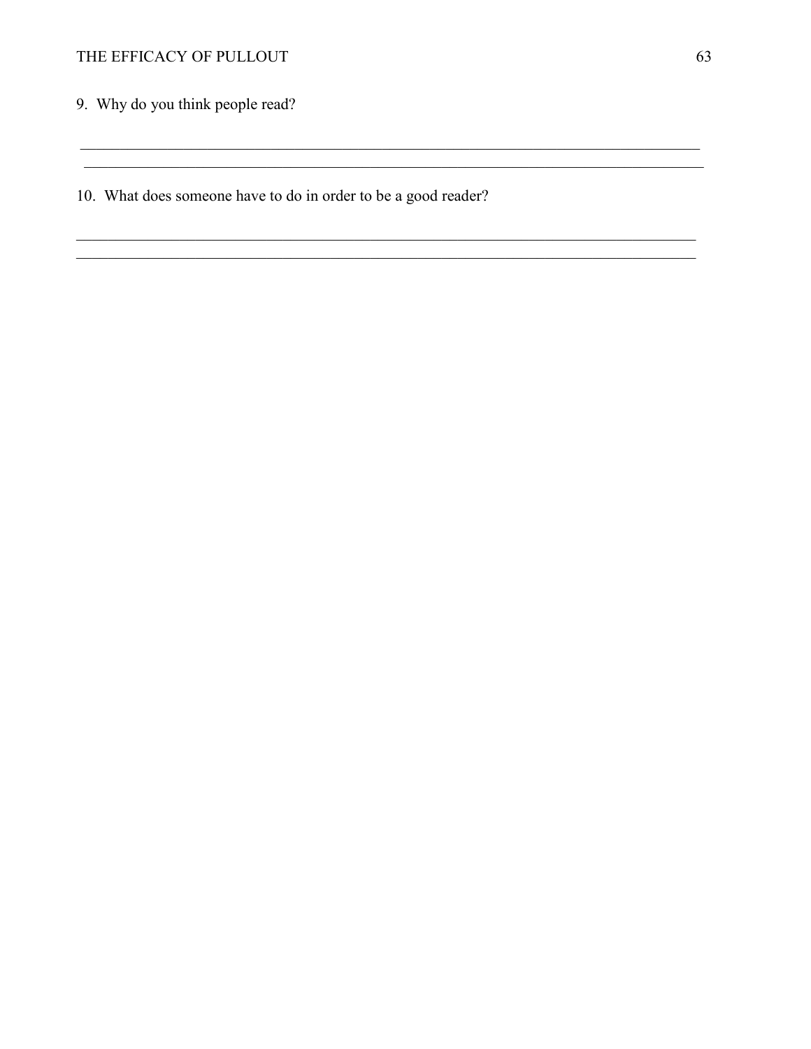9. Why do you think people read?

________________________________________________________________________________
________________________________________________________________________________

10. What does someone have to do in order to be a good reader?

________________________________________________________________________________
________________________________________________________________________________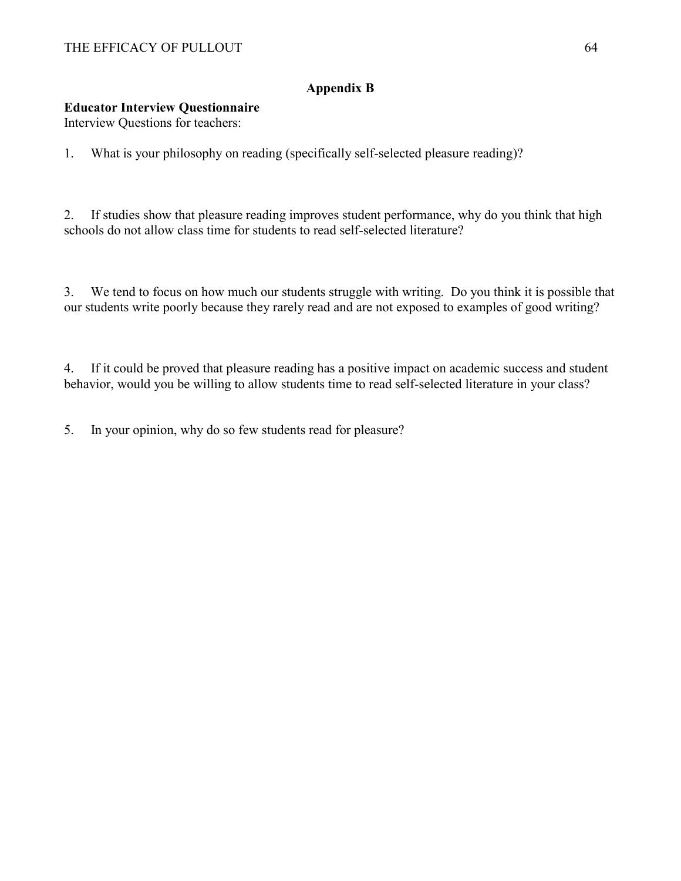## Appendix B

**Educator Interview Questionnaire**
Interview Questions for teachers:

1. What is your philosophy on reading (specifically self-selected pleasure reading)?

2. If studies show that pleasure reading improves student performance, why do you think that high schools do not allow class time for students to read self-selected literature?

3. We tend to focus on how much our students struggle with writing. Do you think it is possible that our students write poorly because they rarely read and are not exposed to examples of good writing?

4. If it could be proved that pleasure reading has a positive impact on academic success and student behavior, would you be willing to allow students time to read self-selected literature in your class?

5. In your opinion, why do so few students read for pleasure?